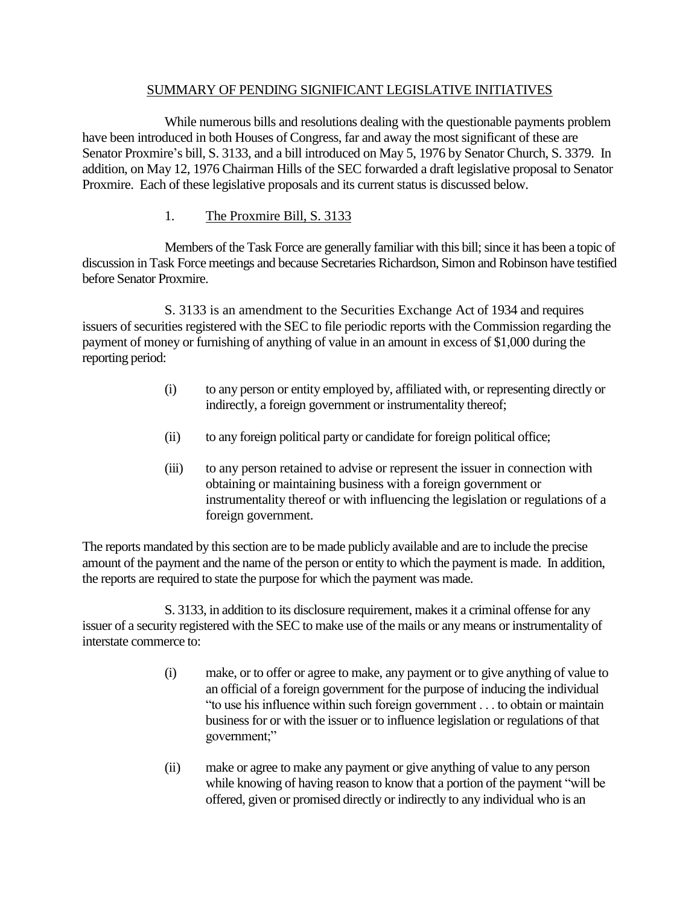## SUMMARY OF PENDING SIGNIFICANT LEGISLATIVE INITIATIVES

While numerous bills and resolutions dealing with the questionable payments problem have been introduced in both Houses of Congress, far and away the most significant of these are Senator Proxmire's bill, S. 3133, and a bill introduced on May 5, 1976 by Senator Church, S. 3379. In addition, on May 12, 1976 Chairman Hills of the SEC forwarded a draft legislative proposal to Senator Proxmire. Each of these legislative proposals and its current status is discussed below.

### 1. The Proxmire Bill, S. 3133

Members of the Task Force are generally familiar with this bill; since it has been a topic of discussion in Task Force meetings and because Secretaries Richardson, Simon and Robinson have testified before Senator Proxmire.

S. 3133 is an amendment to the Securities Exchange Act of 1934 and requires issuers of securities registered with the SEC to file periodic reports with the Commission regarding the payment of money or furnishing of anything of value in an amount in excess of $1,000 during the reporting period:

(i) to any person or entity employed by, affiliated with, or representing directly or indirectly, a foreign government or instrumentality thereof;

(ii) to any foreign political party or candidate for foreign political office;

(iii) to any person retained to advise or represent the issuer in connection with obtaining or maintaining business with a foreign government or instrumentality thereof or with influencing the legislation or regulations of a foreign government.

The reports mandated by this section are to be made publicly available and are to include the precise amount of the payment and the name of the person or entity to which the payment is made. In addition, the reports are required to state the purpose for which the payment was made.

S. 3133, in addition to its disclosure requirement, makes it a criminal offense for any issuer of a security registered with the SEC to make use of the mails or any means or instrumentality of interstate commerce to:

(i) make, or to offer or agree to make, any payment or to give anything of value to an official of a foreign government for the purpose of inducing the individual "to use his influence within such foreign government . . . to obtain or maintain business for or with the issuer or to influence legislation or regulations of that government;"

(ii) make or agree to make any payment or give anything of value to any person while knowing of having reason to know that a portion of the payment "will be offered, given or promised directly or indirectly to any individual who is an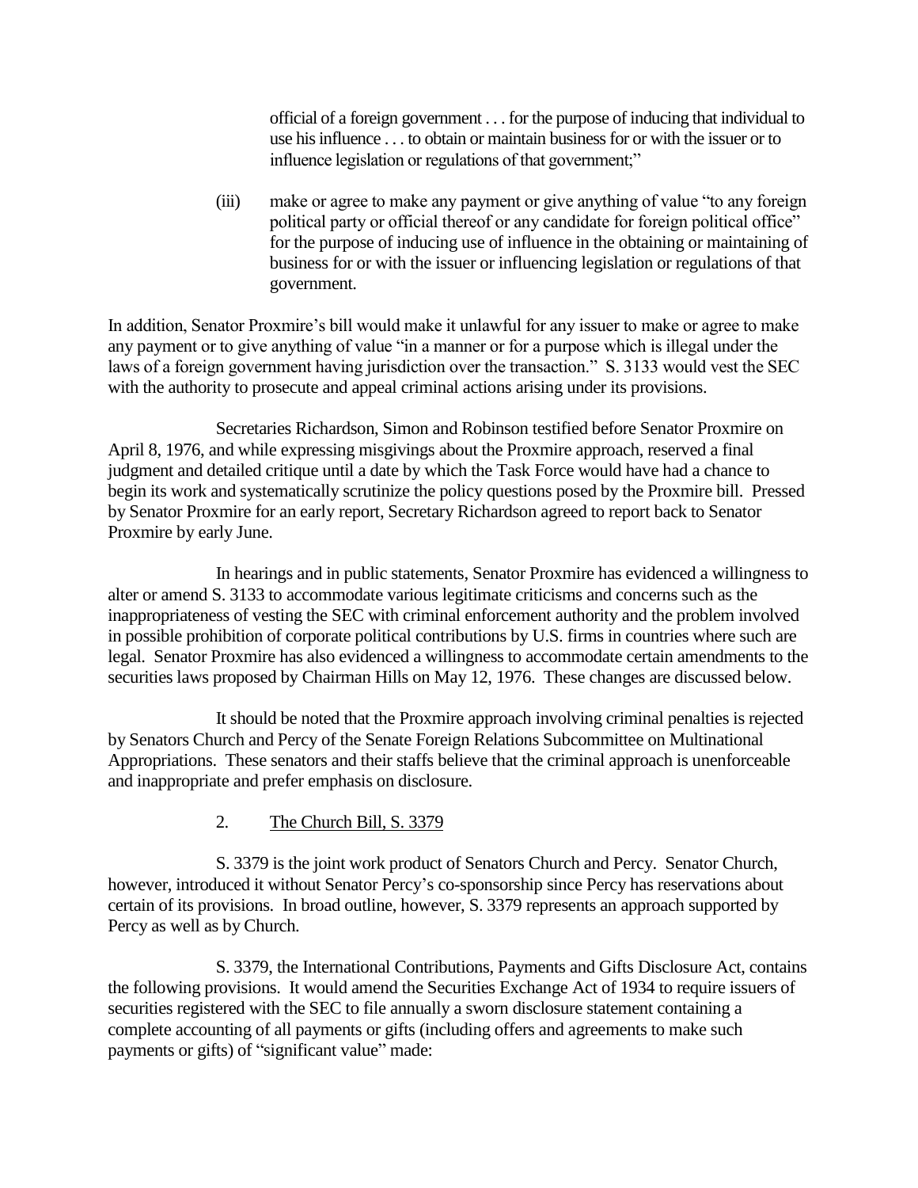official of a foreign government . . . for the purpose of inducing that individual to use his influence . . . to obtain or maintain business for or with the issuer or to influence legislation or regulations of that government;"

(iii) make or agree to make any payment or give anything of value "to any foreign political party or official thereof or any candidate for foreign political office" for the purpose of inducing use of influence in the obtaining or maintaining of business for or with the issuer or influencing legislation or regulations of that government.

In addition, Senator Proxmire's bill would make it unlawful for any issuer to make or agree to make any payment or to give anything of value "in a manner or for a purpose which is illegal under the laws of a foreign government having jurisdiction over the transaction." S. 3133 would vest the SEC with the authority to prosecute and appeal criminal actions arising under its provisions.

Secretaries Richardson, Simon and Robinson testified before Senator Proxmire on April 8, 1976, and while expressing misgivings about the Proxmire approach, reserved a final judgment and detailed critique until a date by which the Task Force would have had a chance to begin its work and systematically scrutinize the policy questions posed by the Proxmire bill. Pressed by Senator Proxmire for an early report, Secretary Richardson agreed to report back to Senator Proxmire by early June.

In hearings and in public statements, Senator Proxmire has evidenced a willingness to alter or amend S. 3133 to accommodate various legitimate criticisms and concerns such as the inappropriateness of vesting the SEC with criminal enforcement authority and the problem involved in possible prohibition of corporate political contributions by U.S. firms in countries where such are legal. Senator Proxmire has also evidenced a willingness to accommodate certain amendments to the securities laws proposed by Chairman Hills on May 12, 1976. These changes are discussed below.

It should be noted that the Proxmire approach involving criminal penalties is rejected by Senators Church and Percy of the Senate Foreign Relations Subcommittee on Multinational Appropriations. These senators and their staffs believe that the criminal approach is unenforceable and inappropriate and prefer emphasis on disclosure.

2. The Church Bill, S. 3379

S. 3379 is the joint work product of Senators Church and Percy. Senator Church, however, introduced it without Senator Percy's co-sponsorship since Percy has reservations about certain of its provisions. In broad outline, however, S. 3379 represents an approach supported by Percy as well as by Church.

S. 3379, the International Contributions, Payments and Gifts Disclosure Act, contains the following provisions. It would amend the Securities Exchange Act of 1934 to require issuers of securities registered with the SEC to file annually a sworn disclosure statement containing a complete accounting of all payments or gifts (including offers and agreements to make such payments or gifts) of "significant value" made: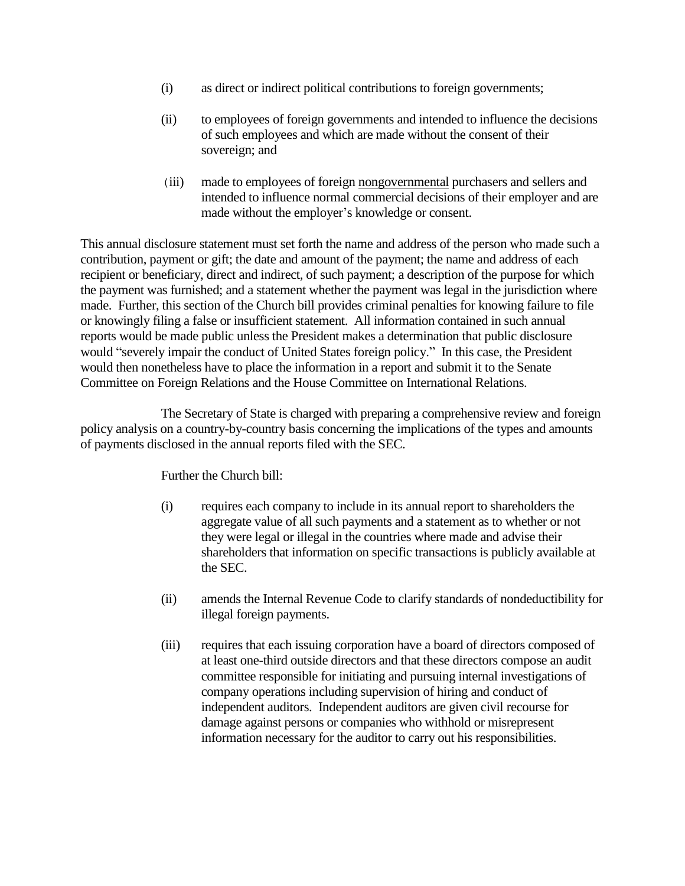(i) as direct or indirect political contributions to foreign governments;

(ii) to employees of foreign governments and intended to influence the decisions of such employees and which are made without the consent of their sovereign; and

(iii) made to employees of foreign nongovernmental purchasers and sellers and intended to influence normal commercial decisions of their employer and are made without the employer's knowledge or consent.

This annual disclosure statement must set forth the name and address of the person who made such a contribution, payment or gift; the date and amount of the payment; the name and address of each recipient or beneficiary, direct and indirect, of such payment; a description of the purpose for which the payment was furnished; and a statement whether the payment was legal in the jurisdiction where made. Further, this section of the Church bill provides criminal penalties for knowing failure to file or knowingly filing a false or insufficient statement. All information contained in such annual reports would be made public unless the President makes a determination that public disclosure would "severely impair the conduct of United States foreign policy." In this case, the President would then nonetheless have to place the information in a report and submit it to the Senate Committee on Foreign Relations and the House Committee on International Relations.

The Secretary of State is charged with preparing a comprehensive review and foreign policy analysis on a country-by-country basis concerning the implications of the types and amounts of payments disclosed in the annual reports filed with the SEC.

Further the Church bill:

(i) requires each company to include in its annual report to shareholders the aggregate value of all such payments and a statement as to whether or not they were legal or illegal in the countries where made and advise their shareholders that information on specific transactions is publicly available at the SEC.

(ii) amends the Internal Revenue Code to clarify standards of nondeductibility for illegal foreign payments.

(iii) requires that each issuing corporation have a board of directors composed of at least one-third outside directors and that these directors compose an audit committee responsible for initiating and pursuing internal investigations of company operations including supervision of hiring and conduct of independent auditors. Independent auditors are given civil recourse for damage against persons or companies who withhold or misrepresent information necessary for the auditor to carry out his responsibilities.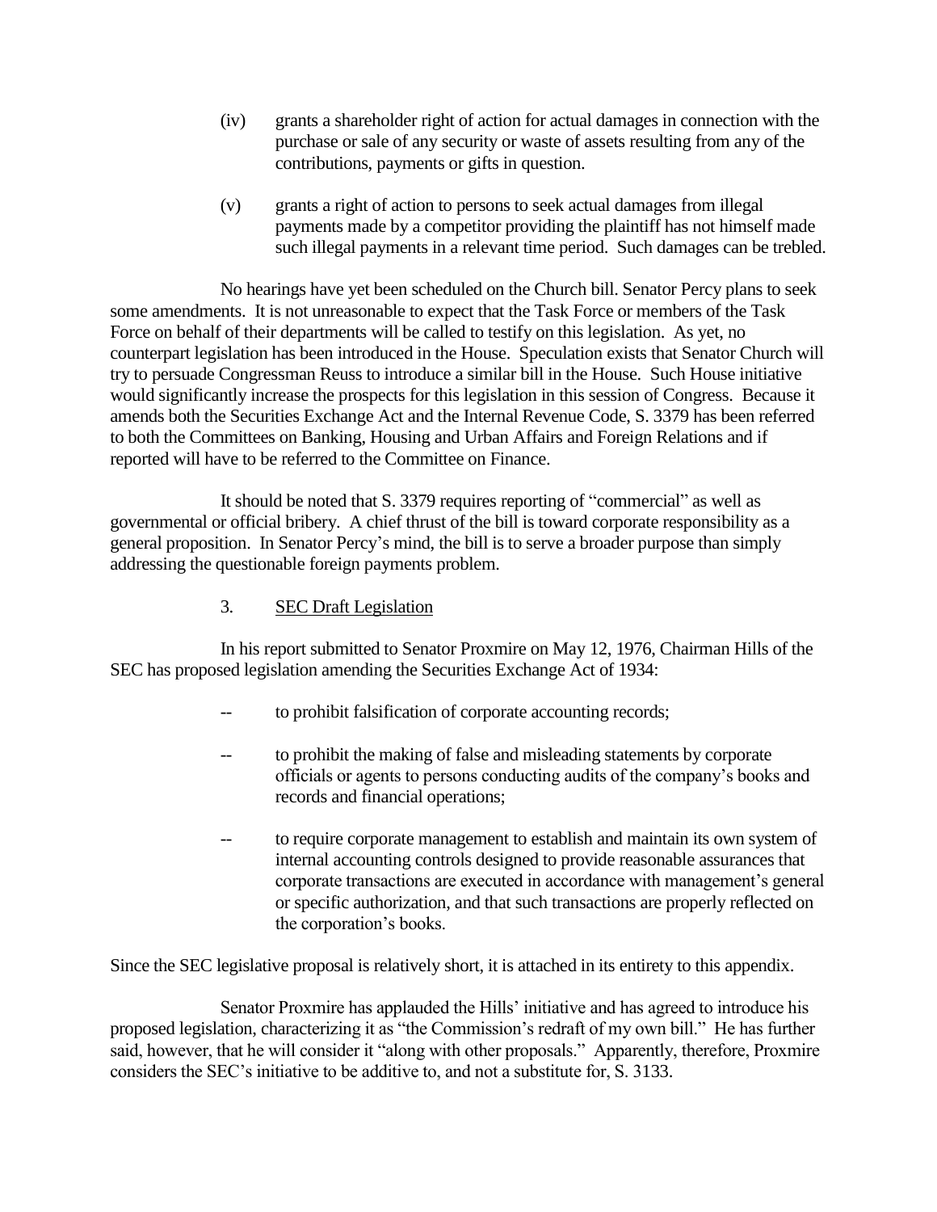(iv) grants a shareholder right of action for actual damages in connection with the purchase or sale of any security or waste of assets resulting from any of the contributions, payments or gifts in question.

(v) grants a right of action to persons to seek actual damages from illegal payments made by a competitor providing the plaintiff has not himself made such illegal payments in a relevant time period. Such damages can be trebled.

No hearings have yet been scheduled on the Church bill. Senator Percy plans to seek some amendments. It is not unreasonable to expect that the Task Force or members of the Task Force on behalf of their departments will be called to testify on this legislation. As yet, no counterpart legislation has been introduced in the House. Speculation exists that Senator Church will try to persuade Congressman Reuss to introduce a similar bill in the House. Such House initiative would significantly increase the prospects for this legislation in this session of Congress. Because it amends both the Securities Exchange Act and the Internal Revenue Code, S. 3379 has been referred to both the Committees on Banking, Housing and Urban Affairs and Foreign Relations and if reported will have to be referred to the Committee on Finance.

It should be noted that S. 3379 requires reporting of "commercial" as well as governmental or official bribery. A chief thrust of the bill is toward corporate responsibility as a general proposition. In Senator Percy's mind, the bill is to serve a broader purpose than simply addressing the questionable foreign payments problem.

### 3. SEC Draft Legislation

In his report submitted to Senator Proxmire on May 12, 1976, Chairman Hills of the SEC has proposed legislation amending the Securities Exchange Act of 1934:

-- to prohibit falsification of corporate accounting records;

-- to prohibit the making of false and misleading statements by corporate officials or agents to persons conducting audits of the company's books and records and financial operations;

-- to require corporate management to establish and maintain its own system of internal accounting controls designed to provide reasonable assurances that corporate transactions are executed in accordance with management's general or specific authorization, and that such transactions are properly reflected on the corporation's books.

Since the SEC legislative proposal is relatively short, it is attached in its entirety to this appendix.

Senator Proxmire has applauded the Hills' initiative and has agreed to introduce his proposed legislation, characterizing it as "the Commission's redraft of my own bill." He has further said, however, that he will consider it "along with other proposals." Apparently, therefore, Proxmire considers the SEC's initiative to be additive to, and not a substitute for, S. 3133.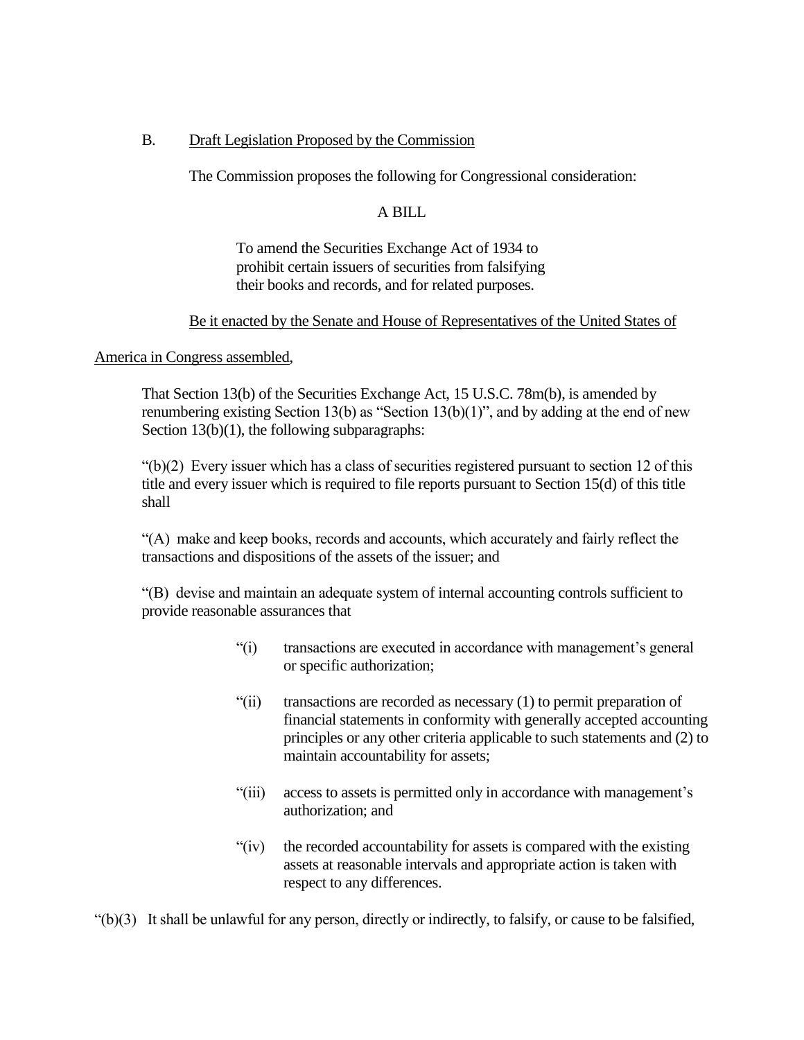## B. Draft Legislation Proposed by the Commission

The Commission proposes the following for Congressional consideration:

A BILL

> To amend the Securities Exchange Act of 1934 to prohibit certain issuers of securities from falsifying their books and records, and for related purposes.

Be it enacted by the Senate and House of Representatives of the United States of America in Congress assembled,

That Section 13(b) of the Securities Exchange Act, 15 U.S.C. 78m(b), is amended by renumbering existing Section 13(b) as "Section 13(b)(1)", and by adding at the end of new Section 13(b)(1), the following subparagraphs:

"(b)(2) Every issuer which has a class of securities registered pursuant to section 12 of this title and every issuer which is required to file reports pursuant to Section 15(d) of this title shall

"(A) make and keep books, records and accounts, which accurately and fairly reflect the transactions and dispositions of the assets of the issuer; and

"(B) devise and maintain an adequate system of internal accounting controls sufficient to provide reasonable assurances that

- "(i) transactions are executed in accordance with management's general or specific authorization;
- "(ii) transactions are recorded as necessary (1) to permit preparation of financial statements in conformity with generally accepted accounting principles or any other criteria applicable to such statements and (2) to maintain accountability for assets;
- "(iii) access to assets is permitted only in accordance with management's authorization; and
- "(iv) the recorded accountability for assets is compared with the existing assets at reasonable intervals and appropriate action is taken with respect to any differences.

"(b)(3) It shall be unlawful for any person, directly or indirectly, to falsify, or cause to be falsified,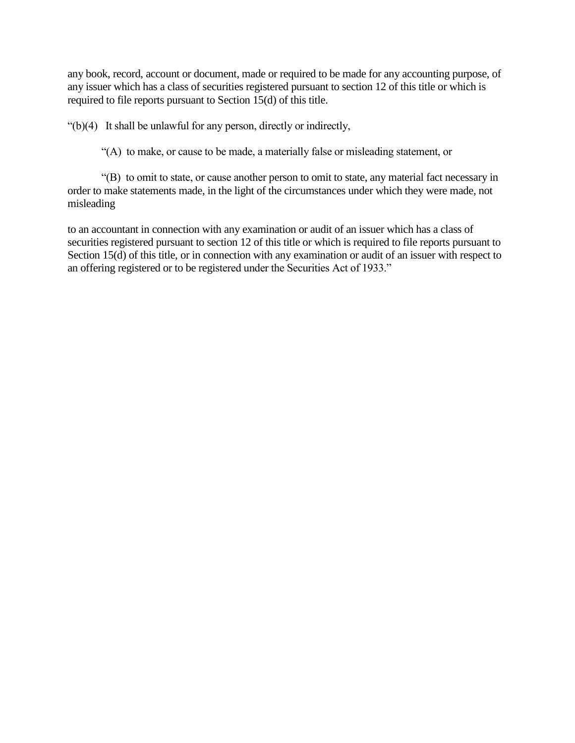any book, record, account or document, made or required to be made for any accounting purpose, of any issuer which has a class of securities registered pursuant to section 12 of this title or which is required to file reports pursuant to Section 15(d) of this title.

"(b)(4) It shall be unlawful for any person, directly or indirectly,

"(A) to make, or cause to be made, a materially false or misleading statement, or

"(B) to omit to state, or cause another person to omit to state, any material fact necessary in order to make statements made, in the light of the circumstances under which they were made, not misleading

to an accountant in connection with any examination or audit of an issuer which has a class of securities registered pursuant to section 12 of this title or which is required to file reports pursuant to Section 15(d) of this title, or in connection with any examination or audit of an issuer with respect to an offering registered or to be registered under the Securities Act of 1933."